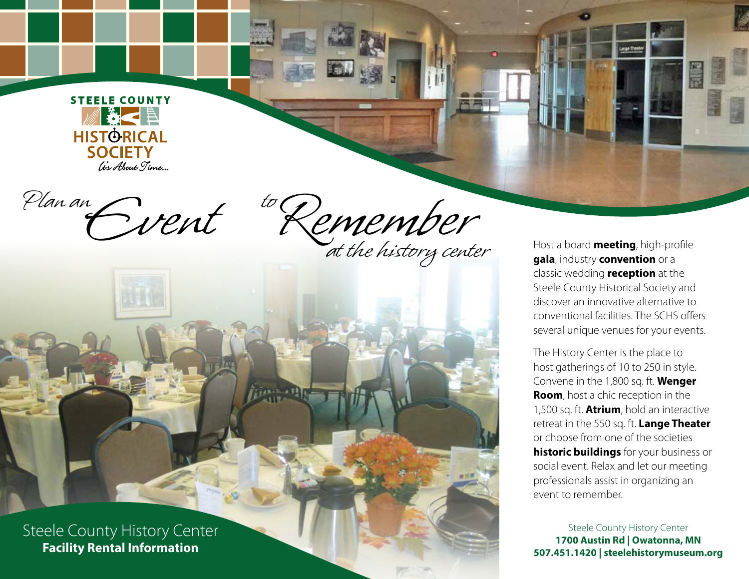STEELE COUNTY
HISTORICAL SOCIETY
*It's About Time...*

# *Plan an Event to Remember at the history center*

Host a board **meeting**, high-profile **gala**, industry **convention** or a classic wedding **reception** at the Steele County Historical Society and discover an innovative alternative to conventional facilities. The SCHS offers several unique venues for your events.

The History Center is the place to host gatherings of 10 to 250 in style. Convene in the 1,800 sq. ft. **Wenger Room**, host a chic reception in the 1,500 sq. ft. **Atrium**, hold an interactive retreat in the 550 sq. ft. **Lange Theater** or choose from one of the societies **historic buildings** for your business or social event. Relax and let our meeting professionals assist in organizing an event to remember.

Steele County History Center
**1700 Austin Rd | Owatonna, MN**
**507.451.1420 | steelehistorymuseum.org**

Steele County History Center
**Facility Rental Information**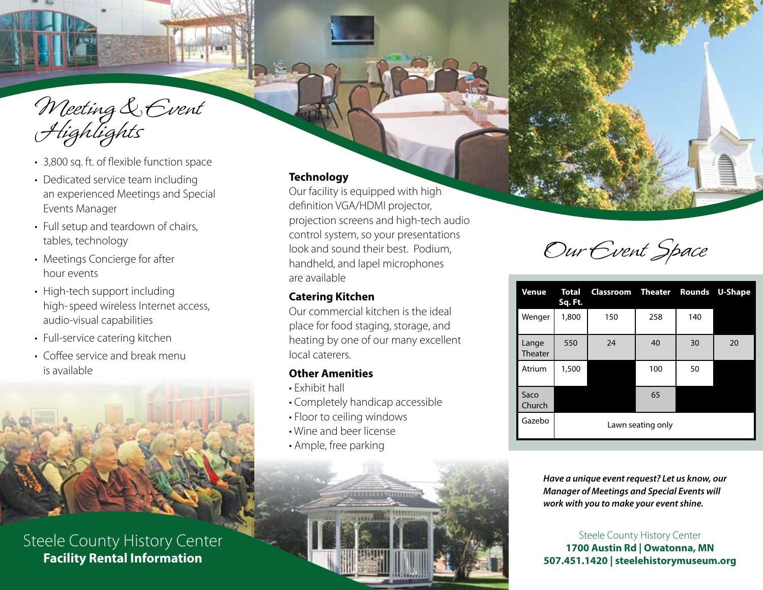# Meeting & Event Highlights

- 3,800 sq. ft. of flexible function space
- Dedicated service team including an experienced Meetings and Special Events Manager
- Full setup and teardown of chairs, tables, technology
- Meetings Concierge for after hour events
- High-tech support including high-speed wireless Internet access, audio-visual capabilities
- Full-service catering kitchen
- Coffee service and break menu is available

Steele County History Center
**Facility Rental Information**

### Technology

Our facility is equipped with high definition VGA/HDMI projector, projection screens and high-tech audio control system, so your presentations look and sound their best. Podium, handheld, and lapel microphones are available

### Catering Kitchen

Our commercial kitchen is the ideal place for food staging, storage, and heating by one of our many excellent local caterers.

### Other Amenities

- Exhibit hall
- Completely handicap accessible
- Floor to ceiling windows
- Wine and beer license
- Ample, free parking

# Our Event Space

| Venue | Total Sq. Ft. | Classroom | Theater | Rounds | U-Shape |
|---|---|---|---|---|---|
| Wenger | 1,800 | 150 | 258 | 140 | |
| Lange Theater | 550 | 24 | 40 | 30 | 20 |
| Atrium | 1,500 | | 100 | 50 | |
| Saco Church | | | 65 | | |
| Gazebo | Lawn seating only | | | | |

***Have a unique event request? Let us know, our Manager of Meetings and Special Events will work with you to make your event shine.***

Steele County History Center
**1700 Austin Rd | Owatonna, MN**
**507.451.1420 | steelehistorymuseum.org**